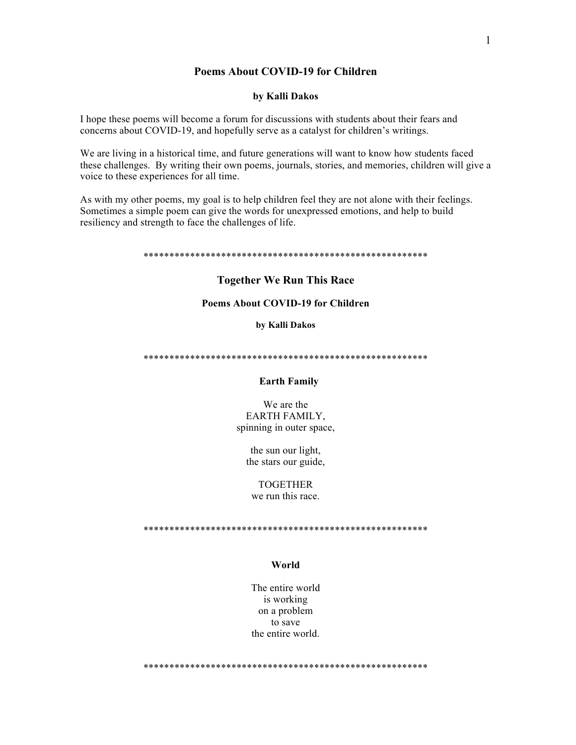# Poems About COVID-19 for Children

**by Kalli Dakos**

I hope these poems will become a forum for discussions with students about their fears and concerns about COVID-19, and hopefully serve as a catalyst for children's writings.

We are living in a historical time, and future generations will want to know how students faced these challenges. By writing their own poems, journals, stories, and memories, children will give a voice to these experiences for all time.

As with my other poems, my goal is to help children feel they are not alone with their feelings. Sometimes a simple poem can give the words for unexpressed emotions, and help to build resiliency and strength to face the challenges of life.

*******************************************************

## Together We Run This Race

### Poems About COVID-19 for Children

**by Kalli Dakos**

*******************************************************

### Earth Family

We are the
EARTH FAMILY,
spinning in outer space,

the sun our light,
the stars our guide,

TOGETHER
we run this race.

*******************************************************

### World

The entire world
is working
on a problem
to save
the entire world.

*******************************************************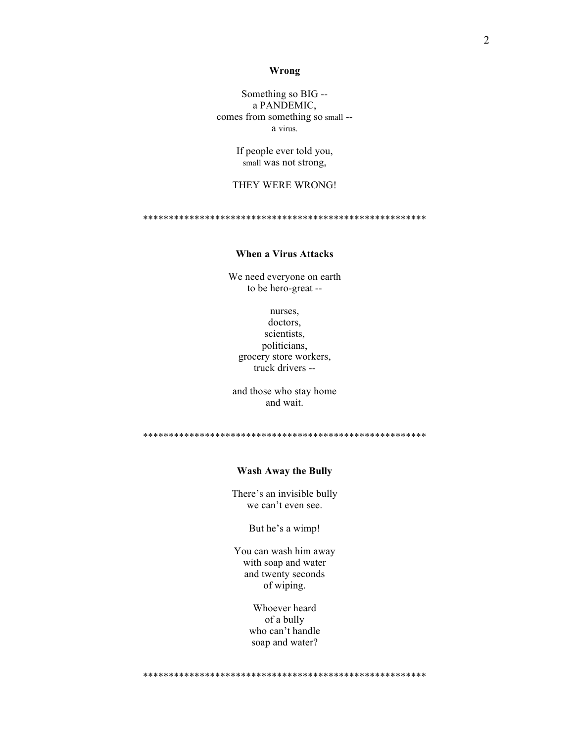**Wrong**

Something so BIG --  
a PANDEMIC,  
comes from something so small --  
a virus.

If people ever told you,  
small was not strong,

THEY WERE WRONG!

*******************************************************

**When a Virus Attacks**

We need everyone on earth  
to be hero-great --

nurses,  
doctors,  
scientists,  
politicians,  
grocery store workers,  
truck drivers --

and those who stay home  
and wait.

*******************************************************

**Wash Away the Bully**

There's an invisible bully  
we can't even see.

But he's a wimp!

You can wash him away  
with soap and water  
and twenty seconds  
of wiping.

Whoever heard  
of a bully  
who can't handle  
soap and water?

*******************************************************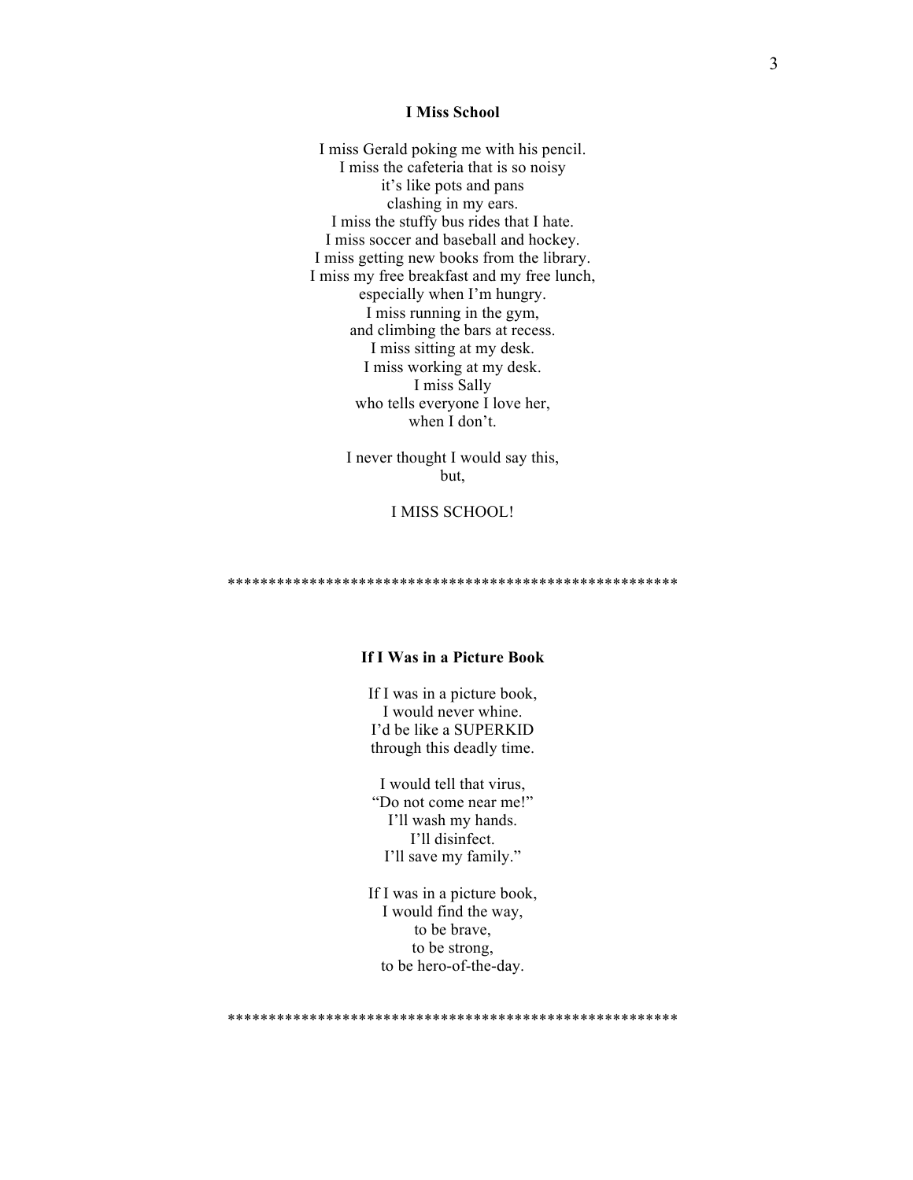### I Miss School

I miss Gerald poking me with his pencil.  
I miss the cafeteria that is so noisy  
it's like pots and pans  
clashing in my ears.  
I miss the stuffy bus rides that I hate.  
I miss soccer and baseball and hockey.  
I miss getting new books from the library.  
I miss my free breakfast and my free lunch,  
especially when I'm hungry.  
I miss running in the gym,  
and climbing the bars at recess.  
I miss sitting at my desk.  
I miss working at my desk.  
I miss Sally  
who tells everyone I love her,  
when I don't.

I never thought I would say this,  
but,

I MISS SCHOOL!

*******************************************************

### If I Was in a Picture Book

If I was in a picture book,  
I would never whine.  
I'd be like a SUPERKID  
through this deadly time.

I would tell that virus,  
"Do not come near me!"  
I'll wash my hands.  
I'll disinfect.  
I'll save my family."

If I was in a picture book,  
I would find the way,  
to be brave,  
to be strong,  
to be hero-of-the-day.

*******************************************************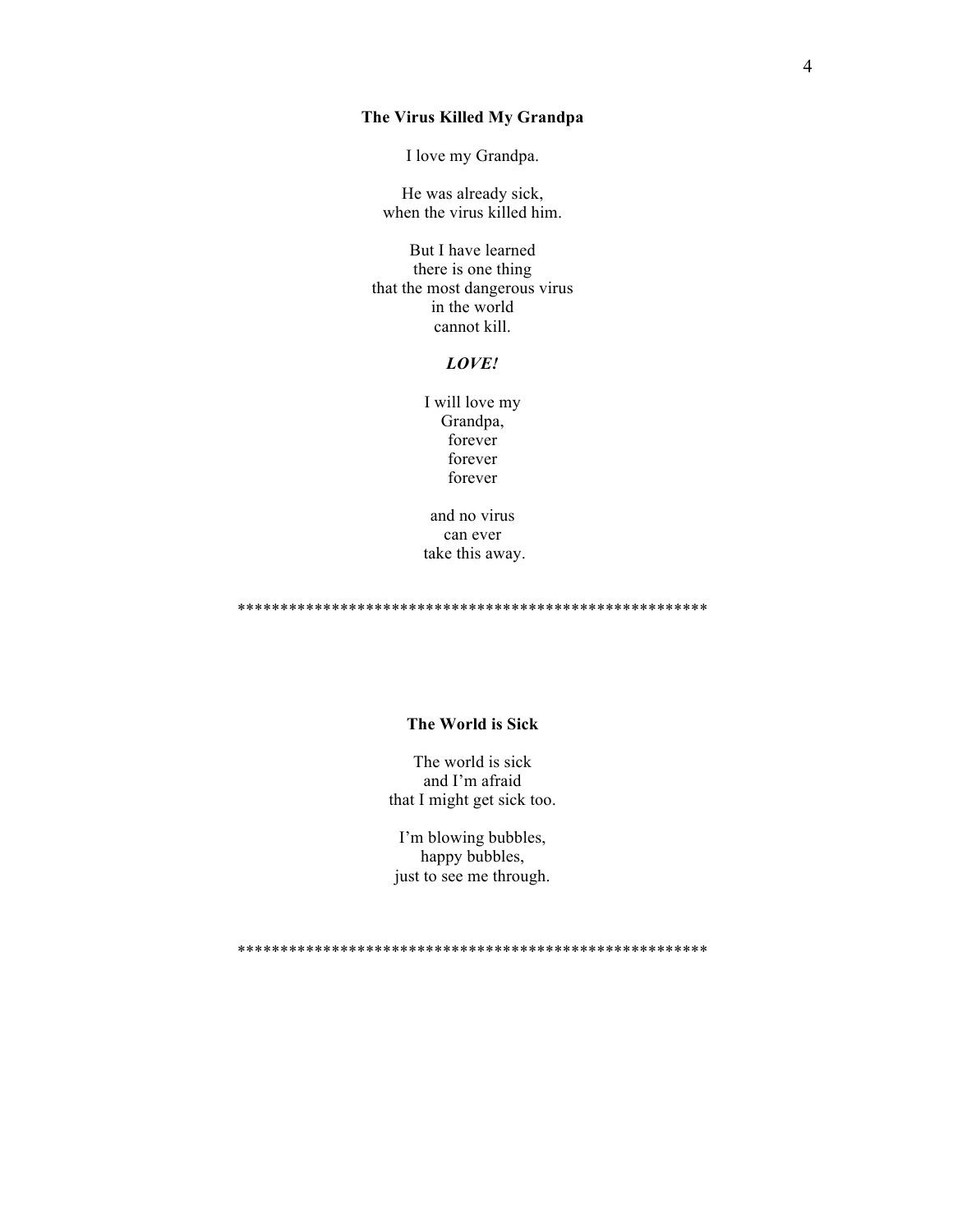**The Virus Killed My Grandpa**

I love my Grandpa.

He was already sick,  
when the virus killed him.

But I have learned  
there is one thing  
that the most dangerous virus  
in the world  
cannot kill.

***LOVE!***

I will love my  
Grandpa,  
forever  
forever  
forever

and no virus  
can ever  
take this away.

\*\*\*\*\*\*\*\*\*\*\*\*\*\*\*\*\*\*\*\*\*\*\*\*\*\*\*\*\*\*\*\*\*\*\*\*\*\*\*\*\*\*\*\*\*\*\*\*\*\*\*\*\*\*\*

**The World is Sick**

The world is sick  
and I'm afraid  
that I might get sick too.

I'm blowing bubbles,  
happy bubbles,  
just to see me through.

\*\*\*\*\*\*\*\*\*\*\*\*\*\*\*\*\*\*\*\*\*\*\*\*\*\*\*\*\*\*\*\*\*\*\*\*\*\*\*\*\*\*\*\*\*\*\*\*\*\*\*\*\*\*\*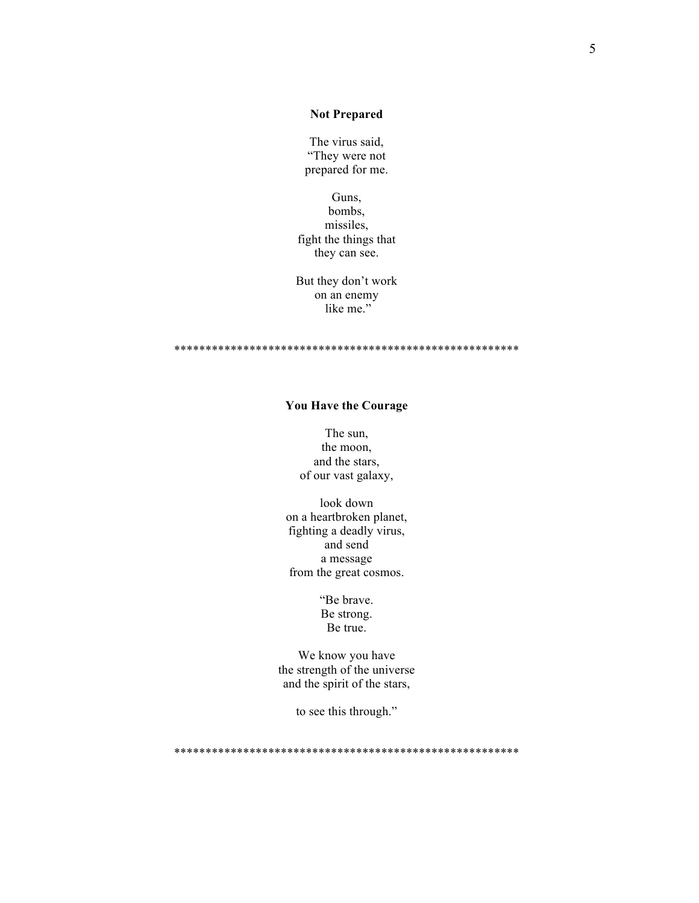### Not Prepared

The virus said,  
"They were not  
prepared for me.

Guns,  
bombs,  
missiles,  
fight the things that  
they can see.

But they don't work  
on an enemy  
like me."

\*****************************************************

### You Have the Courage

The sun,  
the moon,  
and the stars,  
of our vast galaxy,

look down  
on a heartbroken planet,  
fighting a deadly virus,  
and send  
a message  
from the great cosmos.

"Be brave.  
Be strong.  
Be true.

We know you have  
the strength of the universe  
and the spirit of the stars,

to see this through."

\*****************************************************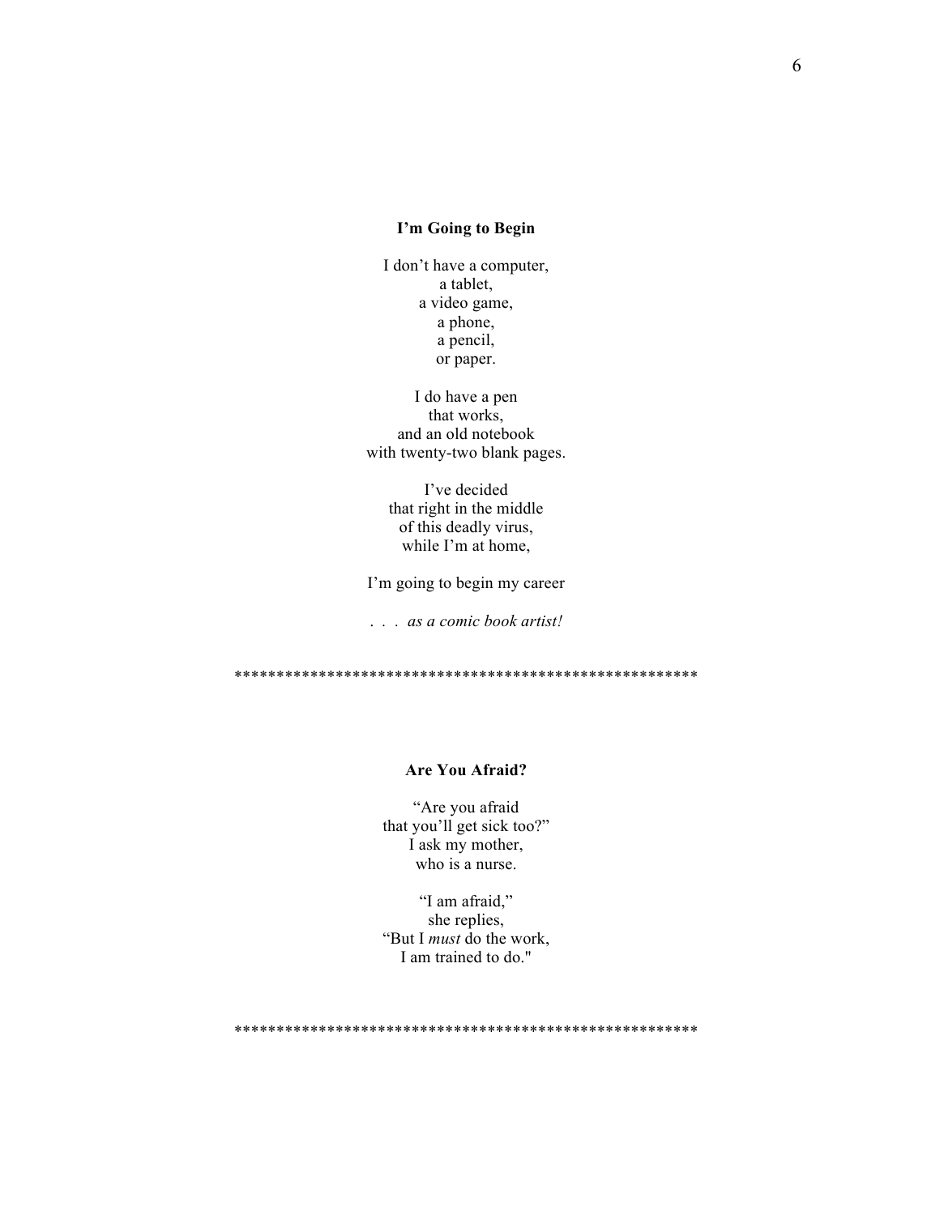**I'm Going to Begin**

I don't have a computer,  
a tablet,  
a video game,  
a phone,  
a pencil,  
or paper.

I do have a pen  
that works,  
and an old notebook  
with twenty-two blank pages.

I've decided  
that right in the middle  
of this deadly virus,  
while I'm at home,

I'm going to begin my career

. . . *as a comic book artist!*

******************************************************

**Are You Afraid?**

"Are you afraid  
that you'll get sick too?"  
I ask my mother,  
who is a nurse.

"I am afraid,"  
she replies,  
"But I *must* do the work,  
I am trained to do."

******************************************************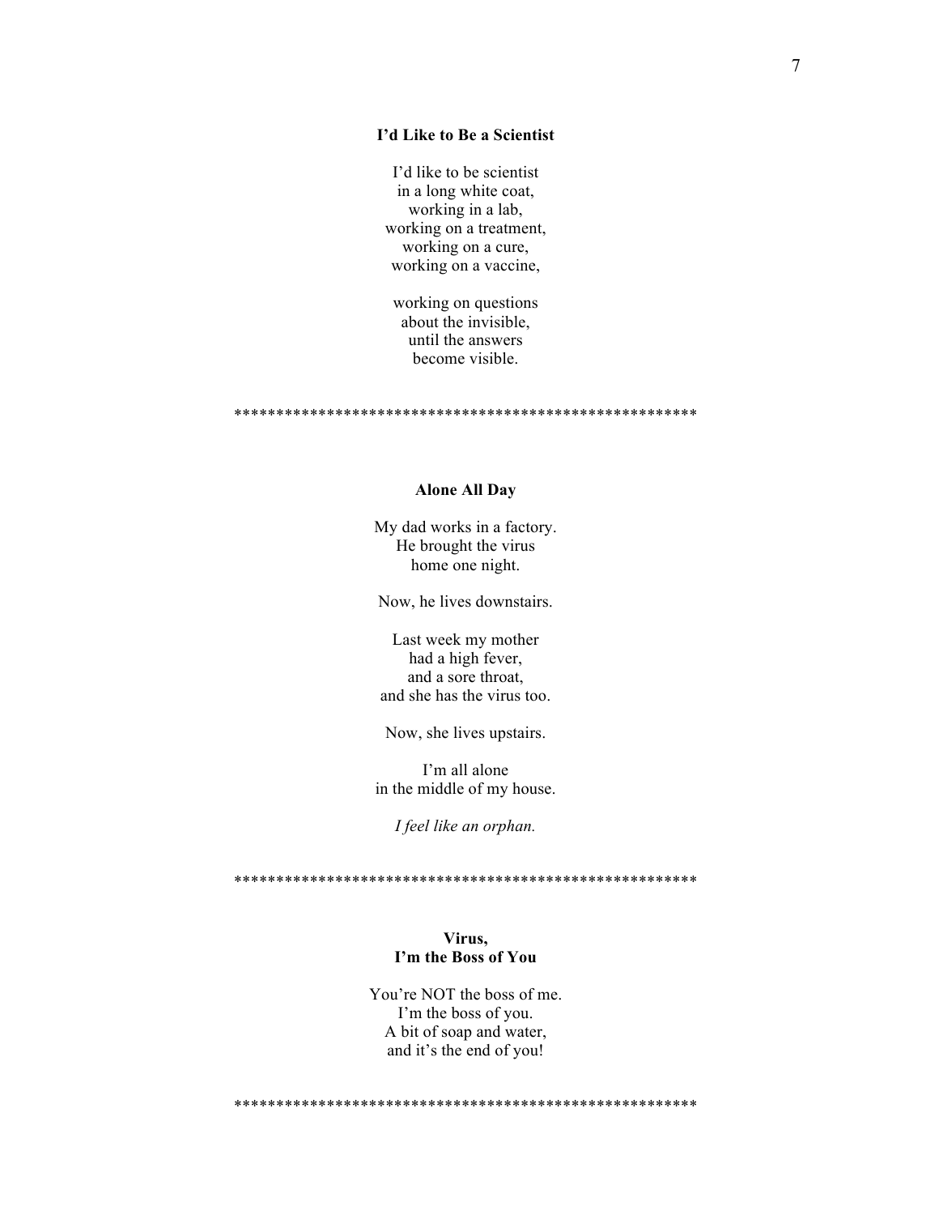### I'd Like to Be a Scientist

I'd like to be scientist  
in a long white coat,  
working in a lab,  
working on a treatment,  
working on a cure,  
working on a vaccine,

working on questions  
about the invisible,  
until the answers  
become visible.

******************************************************

### Alone All Day

My dad works in a factory.  
He brought the virus  
home one night.

Now, he lives downstairs.

Last week my mother  
had a high fever,  
and a sore throat,  
and she has the virus too.

Now, she lives upstairs.

I'm all alone  
in the middle of my house.

*I feel like an orphan.*

******************************************************

### Virus, I'm the Boss of You

You're NOT the boss of me.  
I'm the boss of you.  
A bit of soap and water,  
and it's the end of you!

******************************************************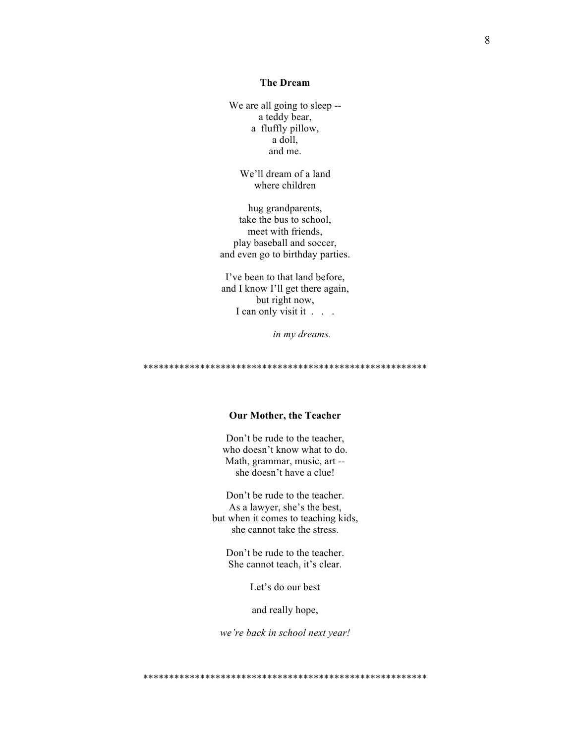**The Dream**

We are all going to sleep --  
a teddy bear,  
a fluffly pillow,  
a doll,  
and me.

We'll dream of a land  
where children

hug grandparents,  
take the bus to school,  
meet with friends,  
play baseball and soccer,  
and even go to birthday parties.

I've been to that land before,  
and I know I'll get there again,  
but right now,  
I can only visit it . . .

*in my dreams.*

*******************************************************

**Our Mother, the Teacher**

Don't be rude to the teacher,  
who doesn't know what to do.  
Math, grammar, music, art --  
she doesn't have a clue!

Don't be rude to the teacher.  
As a lawyer, she's the best,  
but when it comes to teaching kids,  
she cannot take the stress.

Don't be rude to the teacher.  
She cannot teach, it's clear.

Let's do our best

and really hope,

*we're back in school next year!*

*******************************************************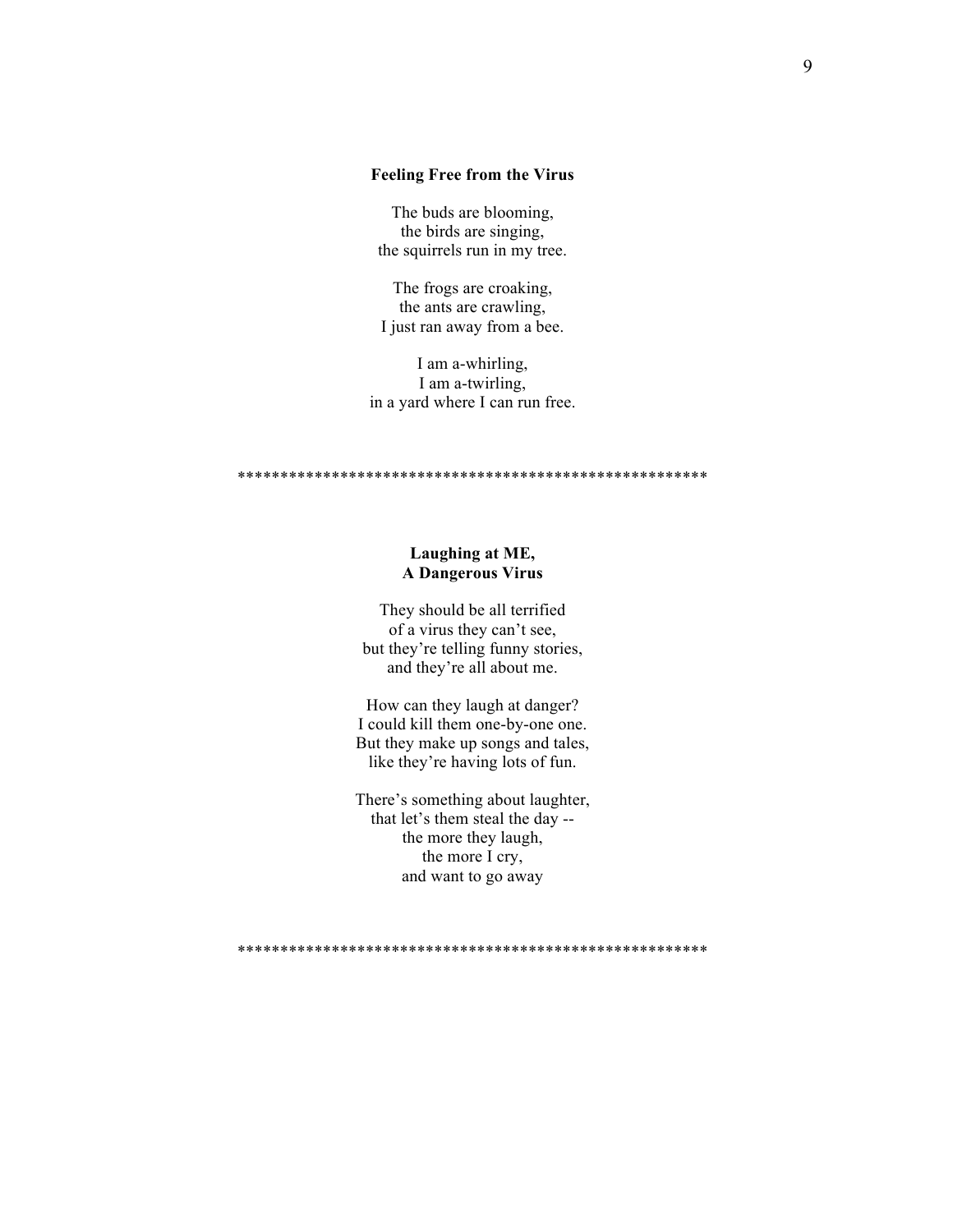**Feeling Free from the Virus**

The buds are blooming,
the birds are singing,
the squirrels run in my tree.

The frogs are croaking,
the ants are crawling,
I just ran away from a bee.

I am a-whirling,
I am a-twirling,
in a yard where I can run free.

*******************************************************

**Laughing at ME,**
**A Dangerous Virus**

They should be all terrified
of a virus they can't see,
but they're telling funny stories,
and they're all about me.

How can they laugh at danger?
I could kill them one-by-one one.
But they make up songs and tales,
like they're having lots of fun.

There's something about laughter,
that let's them steal the day --
the more they laugh,
the more I cry,
and want to go away

*******************************************************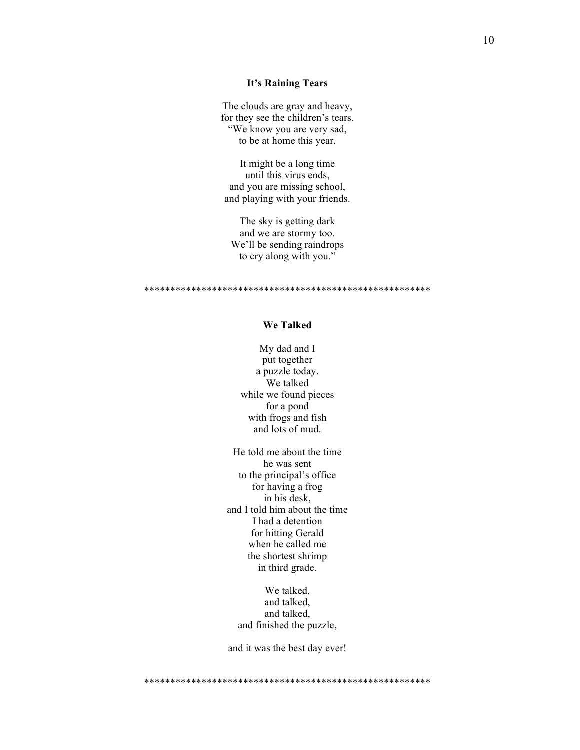**It's Raining Tears**

The clouds are gray and heavy,
for they see the children's tears.
"We know you are very sad,
to be at home this year.

It might be a long time
until this virus ends,
and you are missing school,
and playing with your friends.

The sky is getting dark
and we are stormy too.
We'll be sending raindrops
to cry along with you."

******************************************************

**We Talked**

My dad and I
put together
a puzzle today.
We talked
while we found pieces
for a pond
with frogs and fish
and lots of mud.

He told me about the time
he was sent
to the principal's office
for having a frog
in his desk,
and I told him about the time
I had a detention
for hitting Gerald
when he called me
the shortest shrimp
in third grade.

We talked,
and talked,
and talked,
and finished the puzzle,

and it was the best day ever!

******************************************************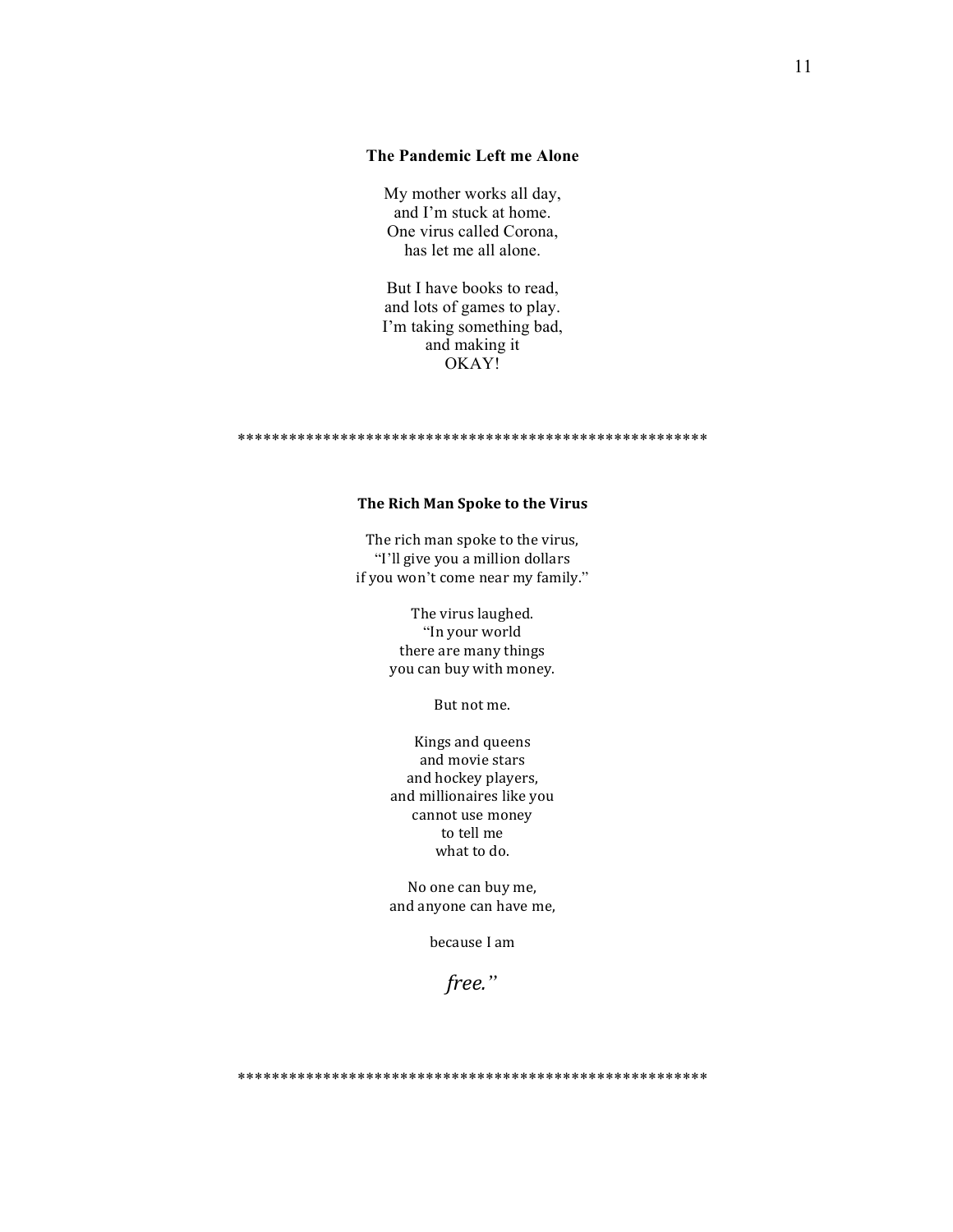### **The Pandemic Left me Alone**

My mother works all day,  
and I'm stuck at home.  
One virus called Corona,  
has let me all alone.

But I have books to read,  
and lots of games to play.  
I'm taking something bad,  
and making it  
OKAY!

*******************************************************

### **The Rich Man Spoke to the Virus**

The rich man spoke to the virus,  
"I'll give you a million dollars  
if you won't come near my family."

The virus laughed.  
"In your world  
there are many things  
you can buy with money.

But not me.

Kings and queens  
and movie stars  
and hockey players,  
and millionaires like you  
cannot use money  
to tell me  
what to do.

No one can buy me,  
and anyone can have me,

because I am

*free.*"

*******************************************************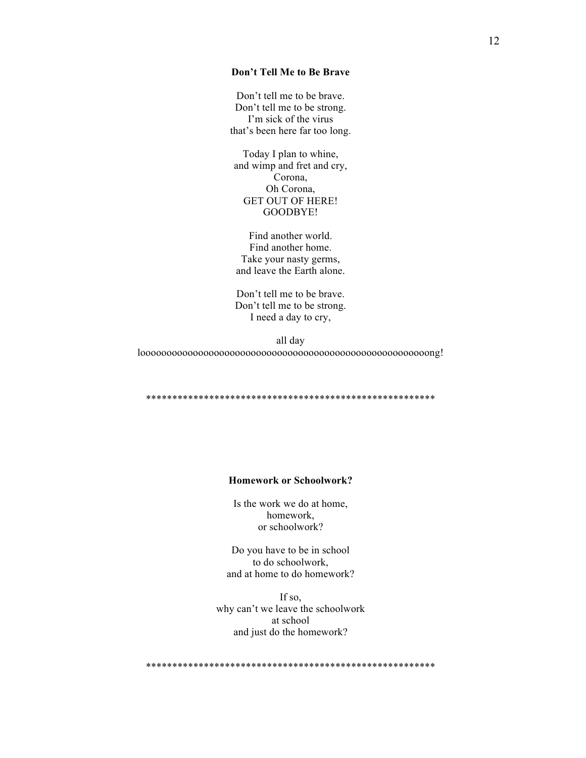**Don't Tell Me to Be Brave**

Don't tell me to be brave.  
Don't tell me to be strong.  
I'm sick of the virus  
that's been here far too long.

Today I plan to whine,  
and wimp and fret and cry,  
Corona,  
Oh Corona,  
GET OUT OF HERE!  
GOODBYE!

Find another world.  
Find another home.  
Take your nasty germs,  
and leave the Earth alone.

Don't tell me to be brave.  
Don't tell me to be strong.  
I need a day to cry,

all day  
looooooooooooooooooooooooooooooooooooooooooooooooooooooong!

*******************************************************

**Homework or Schoolwork?**

Is the work we do at home,  
homework,  
or schoolwork?

Do you have to be in school  
to do schoolwork,  
and at home to do homework?

If so,  
why can't we leave the schoolwork  
at school  
and just do the homework?

*******************************************************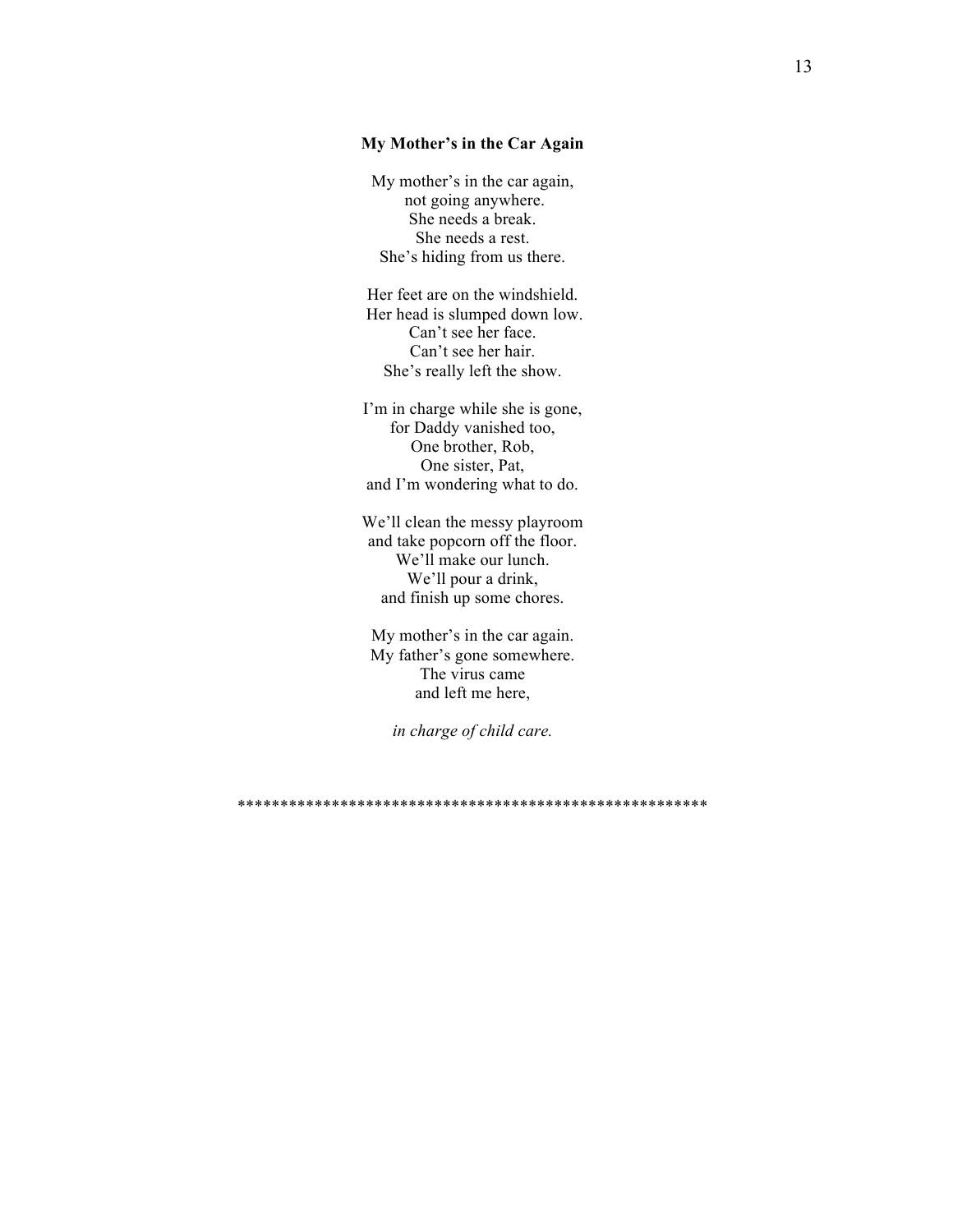**My Mother's in the Car Again**

My mother's in the car again,  
not going anywhere.  
She needs a break.  
She needs a rest.  
She's hiding from us there.

Her feet are on the windshield.  
Her head is slumped down low.  
Can't see her face.  
Can't see her hair.  
She's really left the show.

I'm in charge while she is gone,  
for Daddy vanished too,  
One brother, Rob,  
One sister, Pat,  
and I'm wondering what to do.

We'll clean the messy playroom  
and take popcorn off the floor.  
We'll make our lunch.  
We'll pour a drink,  
and finish up some chores.

My mother's in the car again.  
My father's gone somewhere.  
The virus came  
and left me here,

*in charge of child care.*

*******************************************************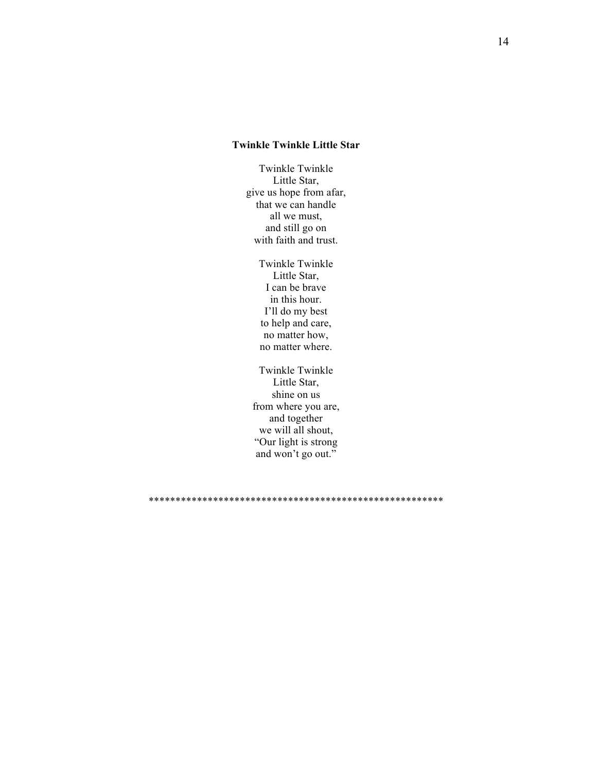**Twinkle Twinkle Little Star**

Twinkle Twinkle
Little Star,
give us hope from afar,
that we can handle
all we must,
and still go on
with faith and trust.

Twinkle Twinkle
Little Star,
I can be brave
in this hour.
I'll do my best
to help and care,
no matter how,
no matter where.

Twinkle Twinkle
Little Star,
shine on us
from where you are,
and together
we will all shout,
"Our light is strong
and won't go out."

\*\*\*\*\*\*\*\*\*\*\*\*\*\*\*\*\*\*\*\*\*\*\*\*\*\*\*\*\*\*\*\*\*\*\*\*\*\*\*\*\*\*\*\*\*\*\*\*\*\*\*\*\*\*\*